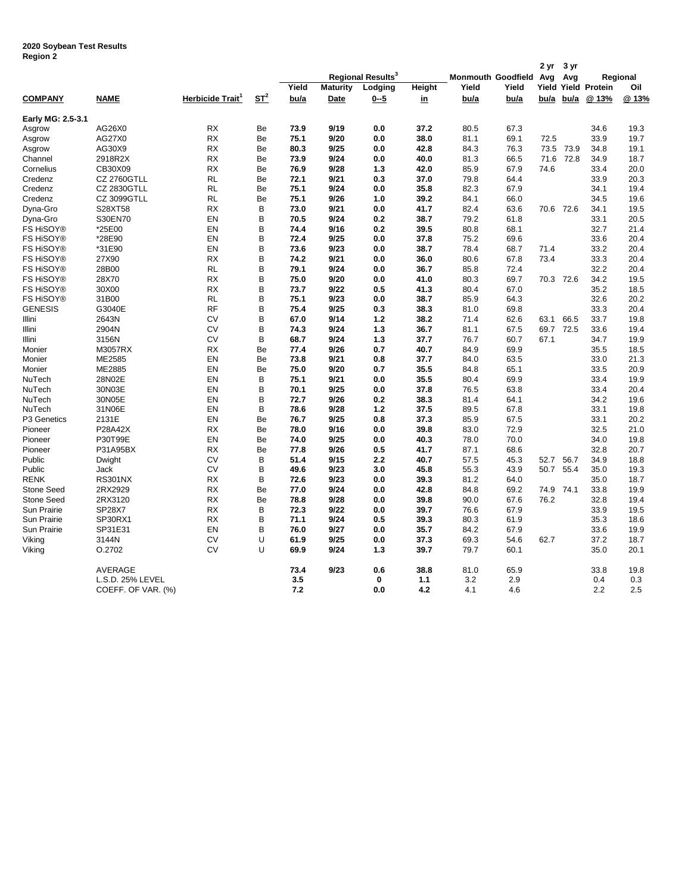**2020 Soybean Test Results**
**Region 2**

| COMPANY | NAME | Herbicide Trait[1] | ST[2] | Regional Results[3] Yield bu/a | Maturity Date | Lodging 0--5 | Height in | Monmouth Yield bu/a | Goodfield Yield bu/a | 2 yr Avg Yield bu/a | 3 yr Avg Yield bu/a | Regional Protein @ 13% | Oil @ 13% |
|---|---|---|---|---|---|---|---|---|---|---|---|---|---|
| **Early MG: 2.5-3.1** | | | | | | | | | | | | | |
| Asgrow | AG26X0 | RX | Be | **73.9** | **9/19** | **0.0** | **37.2** | 80.5 | 67.3 | | | 34.6 | 19.3 |
| Asgrow | AG27X0 | RX | Be | **75.1** | **9/20** | **0.0** | **38.0** | 81.1 | 69.1 | 72.5 | | 33.9 | 19.7 |
| Asgrow | AG30X9 | RX | Be | **80.3** | **9/25** | **0.0** | **42.8** | 84.3 | 76.3 | 73.5 | 73.9 | 34.8 | 19.1 |
| Channel | 2918R2X | RX | Be | **73.9** | **9/24** | **0.0** | **40.0** | 81.3 | 66.5 | 71.6 | 72.8 | 34.9 | 18.7 |
| Cornelius | CB30X09 | RX | Be | **76.9** | **9/28** | **1.3** | **42.0** | 85.9 | 67.9 | 74.6 | | 33.4 | 20.0 |
| Credenz | CZ 2760GTLL | RL | Be | **72.1** | **9/21** | **0.3** | **37.0** | 79.8 | 64.4 | | | 33.9 | 20.3 |
| Credenz | CZ 2830GTLL | RL | Be | **75.1** | **9/24** | **0.0** | **35.8** | 82.3 | 67.9 | | | 34.1 | 19.4 |
| Credenz | CZ 3099GTLL | RL | Be | **75.1** | **9/26** | **1.0** | **39.2** | 84.1 | 66.0 | | | 34.5 | 19.6 |
| Dyna-Gro | S28XT58 | RX | B | **73.0** | **9/21** | **0.0** | **41.7** | 82.4 | 63.6 | 70.6 | 72.6 | 34.1 | 19.5 |
| Dyna-Gro | S30EN70 | EN | B | **70.5** | **9/24** | **0.2** | **38.7** | 79.2 | 61.8 | | | 33.1 | 20.5 |
| FS HiSOY® | *25E00 | EN | B | **74.4** | **9/16** | **0.2** | **39.5** | 80.8 | 68.1 | | | 32.7 | 21.4 |
| FS HiSOY® | *28E90 | EN | B | **72.4** | **9/25** | **0.0** | **37.8** | 75.2 | 69.6 | | | 33.6 | 20.4 |
| FS HiSOY® | *31E90 | EN | B | **73.6** | **9/23** | **0.0** | **38.7** | 78.4 | 68.7 | 71.4 | | 33.2 | 20.4 |
| FS HiSOY® | 27X90 | RX | B | **74.2** | **9/21** | **0.0** | **36.0** | 80.6 | 67.8 | 73.4 | | 33.3 | 20.4 |
| FS HiSOY® | 28B00 | RL | B | **79.1** | **9/24** | **0.0** | **36.7** | 85.8 | 72.4 | | | 32.2 | 20.4 |
| FS HiSOY® | 28X70 | RX | B | **75.0** | **9/20** | **0.0** | **41.0** | 80.3 | 69.7 | 70.3 | 72.6 | 34.2 | 19.5 |
| FS HiSOY® | 30X00 | RX | B | **73.7** | **9/22** | **0.5** | **41.3** | 80.4 | 67.0 | | | 35.2 | 18.5 |
| FS HiSOY® | 31B00 | RL | B | **75.1** | **9/23** | **0.0** | **38.7** | 85.9 | 64.3 | | | 32.6 | 20.2 |
| GENESIS | G3040E | RF | B | **75.4** | **9/25** | **0.3** | **38.3** | 81.0 | 69.8 | | | 33.3 | 20.4 |
| Illini | 2643N | CV | B | **67.0** | **9/14** | **1.2** | **38.2** | 71.4 | 62.6 | 63.1 | 66.5 | 33.7 | 19.8 |
| Illini | 2904N | CV | B | **74.3** | **9/24** | **1.3** | **36.7** | 81.1 | 67.5 | 69.7 | 72.5 | 33.6 | 19.4 |
| Illini | 3156N | CV | B | **68.7** | **9/24** | **1.3** | **37.7** | 76.7 | 60.7 | 67.1 | | 34.7 | 19.9 |
| Monier | M3057RX | RX | Be | **77.4** | **9/26** | **0.7** | **40.7** | 84.9 | 69.9 | | | 35.5 | 18.5 |
| Monier | ME2585 | EN | Be | **73.8** | **9/21** | **0.8** | **37.7** | 84.0 | 63.5 | | | 33.0 | 21.3 |
| Monier | ME2885 | EN | Be | **75.0** | **9/20** | **0.7** | **35.5** | 84.8 | 65.1 | | | 33.5 | 20.9 |
| NuTech | 28N02E | EN | B | **75.1** | **9/21** | **0.0** | **35.5** | 80.4 | 69.9 | | | 33.4 | 19.9 |
| NuTech | 30N03E | EN | B | **70.1** | **9/25** | **0.0** | **37.8** | 76.5 | 63.8 | | | 33.4 | 20.4 |
| NuTech | 30N05E | EN | B | **72.7** | **9/26** | **0.2** | **38.3** | 81.4 | 64.1 | | | 34.2 | 19.6 |
| NuTech | 31N06E | EN | B | **78.6** | **9/28** | **1.2** | **37.5** | 89.5 | 67.8 | | | 33.1 | 19.8 |
| P3 Genetics | 2131E | EN | Be | **76.7** | **9/25** | **0.8** | **37.3** | 85.9 | 67.5 | | | 33.1 | 20.2 |
| Pioneer | P28A42X | RX | Be | **78.0** | **9/16** | **0.0** | **39.8** | 83.0 | 72.9 | | | 32.5 | 21.0 |
| Pioneer | P30T99E | EN | Be | **74.0** | **9/25** | **0.0** | **40.3** | 78.0 | 70.0 | | | 34.0 | 19.8 |
| Pioneer | P31A95BX | RX | Be | **77.8** | **9/26** | **0.5** | **41.7** | 87.1 | 68.6 | | | 32.8 | 20.7 |
| Public | Dwight | CV | B | **51.4** | **9/15** | **2.2** | **40.7** | 57.5 | 45.3 | 52.7 | 56.7 | 34.9 | 18.8 |
| Public | Jack | CV | B | **49.6** | **9/23** | **3.0** | **45.8** | 55.3 | 43.9 | 50.7 | 55.4 | 35.0 | 19.3 |
| RENK | RS301NX | RX | B | **72.6** | **9/23** | **0.0** | **39.3** | 81.2 | 64.0 | | | 35.0 | 18.7 |
| Stone Seed | 2RX2929 | RX | Be | **77.0** | **9/24** | **0.0** | **42.8** | 84.8 | 69.2 | 74.9 | 74.1 | 33.8 | 19.9 |
| Stone Seed | 2RX3120 | RX | Be | **78.8** | **9/28** | **0.0** | **39.8** | 90.0 | 67.6 | 76.2 | | 32.8 | 19.4 |
| Sun Prairie | SP28X7 | RX | B | **72.3** | **9/22** | **0.0** | **39.7** | 76.6 | 67.9 | | | 33.9 | 19.5 |
| Sun Prairie | SP30RX1 | RX | B | **71.1** | **9/24** | **0.5** | **39.3** | 80.3 | 61.9 | | | 35.3 | 18.6 |
| Sun Prairie | SP31E31 | EN | B | **76.0** | **9/27** | **0.0** | **35.7** | 84.2 | 67.9 | | | 33.6 | 19.9 |
| Viking | 3144N | CV | U | **61.9** | **9/25** | **0.0** | **37.3** | 69.3 | 54.6 | 62.7 | | 37.2 | 18.7 |
| Viking | O.2702 | CV | U | **69.9** | **9/24** | **1.3** | **39.7** | 79.7 | 60.1 | | | 35.0 | 20.1 |
| | AVERAGE | | | **73.4** | **9/23** | **0.6** | **38.8** | 81.0 | 65.9 | | | 33.8 | 19.8 |
| | L.S.D. 25% LEVEL | | | **3.5** | | **0** | **1.1** | 3.2 | 2.9 | | | 0.4 | 0.3 |
| | COEFF. OF VAR. (%) | | | **7.2** | | **0.0** | **4.2** | 4.1 | 4.6 | | | 2.2 | 2.5 |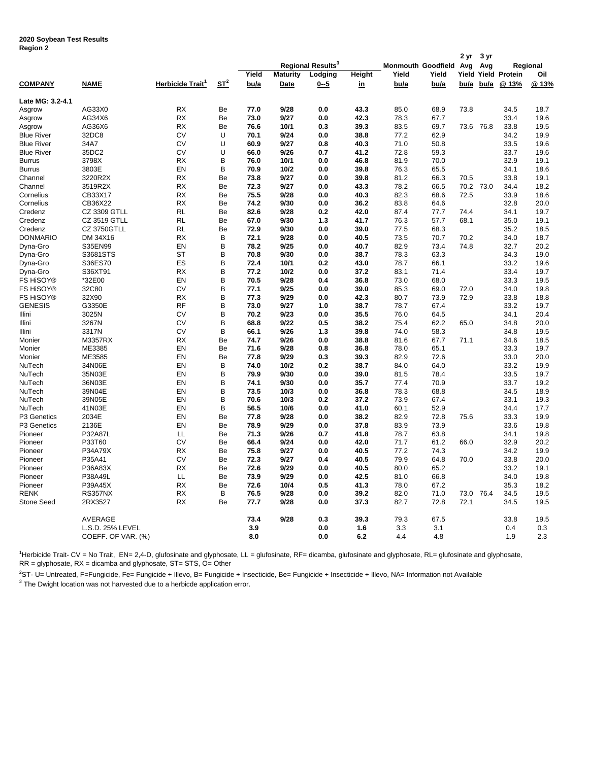**2020 Soybean Test Results**
**Region 2**

| COMPANY | NAME | Herbicide Trait[1] | ST[2] | Regional Results[3] Yield bu/a | Maturity Date | Lodging 0--5 | Height in | Monmouth Yield bu/a | Goodfield Yield bu/a | 2 yr Avg Yield bu/a | 3 yr Avg Yield bu/a | Regional Protein @ 13% | Oil @ 13% |
|---|---|---|---|---|---|---|---|---|---|---|---|---|---|
| **Late MG: 3.2-4.1** | | | | | | | | | | | | | |
| Asgrow | AG33X0 | RX | Be | **77.0** | **9/28** | **0.0** | **43.3** | 85.0 | 68.9 | 73.8 | | 34.5 | 18.7 |
| Asgrow | AG34X6 | RX | Be | **73.0** | **9/27** | **0.0** | **42.3** | 78.3 | 67.7 | | | 33.4 | 19.6 |
| Asgrow | AG36X6 | RX | Be | **76.6** | **10/1** | **0.3** | **39.3** | 83.5 | 69.7 | 73.6 | 76.8 | 33.8 | 19.5 |
| Blue River | 32DC8 | CV | U | **70.1** | **9/24** | **0.0** | **38.8** | 77.2 | 62.9 | | | 34.2 | 19.9 |
| Blue River | 34A7 | CV | U | **60.9** | **9/27** | **0.8** | **40.3** | 71.0 | 50.8 | | | 33.5 | 19.6 |
| Blue River | 35DC2 | CV | U | **66.0** | **9/26** | **0.7** | **41.2** | 72.8 | 59.3 | | | 33.7 | 19.6 |
| Burrus | 3798X | RX | B | **76.0** | **10/1** | **0.0** | **46.8** | 81.9 | 70.0 | | | 32.9 | 19.1 |
| Burrus | 3803E | EN | B | **70.9** | **10/2** | **0.0** | **39.8** | 76.3 | 65.5 | | | 34.1 | 18.6 |
| Channel | 3220R2X | RX | Be | **73.8** | **9/27** | **0.0** | **39.8** | 81.2 | 66.3 | 70.5 | | 33.8 | 19.1 |
| Channel | 3519R2X | RX | Be | **72.3** | **9/27** | **0.0** | **43.3** | 78.2 | 66.5 | 70.2 | 73.0 | 34.4 | 18.2 |
| Cornelius | CB33X17 | RX | Be | **75.5** | **9/28** | **0.0** | **40.3** | 82.3 | 68.6 | 72.5 | | 33.9 | 18.6 |
| Cornelius | CB36X22 | RX | Be | **74.2** | **9/30** | **0.0** | **36.2** | 83.8 | 64.6 | | | 32.8 | 20.0 |
| Credenz | CZ 3309 GTLL | RL | Be | **82.6** | **9/28** | **0.2** | **42.0** | 87.4 | 77.7 | 74.4 | | 34.1 | 19.7 |
| Credenz | CZ 3519 GTLL | RL | Be | **67.0** | **9/30** | **1.3** | **41.7** | 76.3 | 57.7 | 68.1 | | 35.0 | 19.1 |
| Credenz | CZ 3750GTLL | RL | Be | **72.9** | **9/30** | **0.0** | **39.0** | 77.5 | 68.3 | | | 35.2 | 18.5 |
| DONMARIO | DM 34X16 | RX | B | **72.1** | **9/28** | **0.0** | **40.5** | 73.5 | 70.7 | 70.2 | | 34.0 | 18.7 |
| Dyna-Gro | S35EN99 | EN | B | **78.2** | **9/25** | **0.0** | **40.7** | 82.9 | 73.4 | 74.8 | | 32.7 | 20.2 |
| Dyna-Gro | S3681STS | ST | B | **70.8** | **9/30** | **0.0** | **38.7** | 78.3 | 63.3 | | | 34.3 | 19.0 |
| Dyna-Gro | S36ES70 | ES | B | **72.4** | **10/1** | **0.2** | **43.0** | 78.7 | 66.1 | | | 33.2 | 19.6 |
| Dyna-Gro | S36XT91 | RX | B | **77.2** | **10/2** | **0.0** | **37.2** | 83.1 | 71.4 | | | 33.4 | 19.7 |
| FS HiSOY® | *32E00 | EN | B | **70.5** | **9/28** | **0.4** | **36.8** | 73.0 | 68.0 | | | 33.3 | 19.5 |
| FS HiSOY® | 32C80 | CV | B | **77.1** | **9/25** | **0.0** | **39.0** | 85.3 | 69.0 | 72.0 | | 34.0 | 19.8 |
| FS HiSOY® | 32X90 | RX | B | **77.3** | **9/29** | **0.0** | **42.3** | 80.7 | 73.9 | 72.9 | | 33.8 | 18.8 |
| GENESIS | G3350E | RF | B | **73.0** | **9/27** | **1.0** | **38.7** | 78.7 | 67.4 | | | 33.2 | 19.7 |
| Illini | 3025N | CV | B | **70.2** | **9/23** | **0.0** | **35.5** | 76.0 | 64.5 | | | 34.1 | 20.4 |
| Illini | 3267N | CV | B | **68.8** | **9/22** | **0.5** | **38.2** | 75.4 | 62.2 | 65.0 | | 34.8 | 20.0 |
| Illini | 3317N | CV | B | **66.1** | **9/26** | **1.3** | **39.8** | 74.0 | 58.3 | | | 34.8 | 19.5 |
| Monier | M3357RX | RX | Be | **74.7** | **9/26** | **0.0** | **38.8** | 81.6 | 67.7 | 71.1 | | 34.6 | 18.5 |
| Monier | ME3385 | EN | Be | **71.6** | **9/28** | **0.8** | **36.8** | 78.0 | 65.1 | | | 33.3 | 19.7 |
| Monier | ME3585 | EN | Be | **77.8** | **9/29** | **0.3** | **39.3** | 82.9 | 72.6 | | | 33.0 | 20.0 |
| NuTech | 34N06E | EN | B | **74.0** | **10/2** | **0.2** | **38.7** | 84.0 | 64.0 | | | 33.2 | 19.9 |
| NuTech | 35N03E | EN | B | **79.9** | **9/30** | **0.0** | **39.0** | 81.5 | 78.4 | | | 33.5 | 19.7 |
| NuTech | 36N03E | EN | B | **74.1** | **9/30** | **0.0** | **35.7** | 77.4 | 70.9 | | | 33.7 | 19.2 |
| NuTech | 39N04E | EN | B | **73.5** | **10/3** | **0.0** | **36.8** | 78.3 | 68.8 | | | 34.5 | 18.9 |
| NuTech | 39N05E | EN | B | **70.6** | **10/3** | **0.2** | **37.2** | 73.9 | 67.4 | | | 33.1 | 19.3 |
| NuTech | 41N03E | EN | B | **56.5** | **10/6** | **0.0** | **41.0** | 60.1 | 52.9 | | | 34.4 | 17.7 |
| P3 Genetics | 2034E | EN | Be | **77.8** | **9/28** | **0.0** | **38.2** | 82.9 | 72.8 | 75.6 | | 33.3 | 19.9 |
| P3 Genetics | 2136E | EN | Be | **78.9** | **9/29** | **0.0** | **37.8** | 83.9 | 73.9 | | | 33.6 | 19.8 |
| Pioneer | P32A87L | LL | Be | **71.3** | **9/26** | **0.7** | **41.8** | 78.7 | 63.8 | | | 34.1 | 19.8 |
| Pioneer | P33T60 | CV | Be | **66.4** | **9/24** | **0.0** | **42.0** | 71.7 | 61.2 | 66.0 | | 32.9 | 20.2 |
| Pioneer | P34A79X | RX | Be | **75.8** | **9/27** | **0.0** | **40.5** | 77.2 | 74.3 | | | 34.2 | 19.9 |
| Pioneer | P35A41 | CV | Be | **72.3** | **9/27** | **0.4** | **40.5** | 79.9 | 64.8 | 70.0 | | 33.8 | 20.0 |
| Pioneer | P36A83X | RX | Be | **72.6** | **9/29** | **0.0** | **40.5** | 80.0 | 65.2 | | | 33.2 | 19.1 |
| Pioneer | P38A49L | LL | Be | **73.9** | **9/29** | **0.0** | **42.5** | 81.0 | 66.8 | | | 34.0 | 19.8 |
| Pioneer | P39A45X | RX | Be | **72.6** | **10/4** | **0.5** | **41.3** | 78.0 | 67.2 | | | 35.3 | 18.2 |
| RENK | RS357NX | RX | B | **76.5** | **9/28** | **0.0** | **39.2** | 82.0 | 71.0 | 73.0 | 76.4 | 34.5 | 19.5 |
| Stone Seed | 2RX3527 | RX | Be | **77.7** | **9/28** | **0.0** | **37.3** | 82.7 | 72.8 | 72.1 | | 34.5 | 19.5 |
| | AVERAGE | | | **73.4** | **9/28** | **0.3** | **39.3** | 79.3 | 67.5 | | | 33.8 | 19.5 |
| | L.S.D. 25% LEVEL | | | **3.9** | | **0.0** | **1.6** | 3.3 | 3.1 | | | 0.4 | 0.3 |
| | COEFF. OF VAR. (%) | | | **8.0** | | **0.0** | **6.2** | 4.4 | 4.8 | | | 1.9 | 2.3 |

[1]Herbicide Trait- CV = No Trait, EN= 2,4-D, glufosinate and glyphosate, LL = glufosinate, RF= dicamba, glufosinate and glyphosate, RL= glufosinate and glyphosate, RR = glyphosate, RX = dicamba and glyphosate, ST= STS, O= Other

[2]ST- U= Untreated, F=Fungicide, Fe= Fungicide + Illevo, B= Fungicide + Insecticide, Be= Fungicide + Insecticide + Illevo, NA= Information not Available

[3] The Dwight location was not harvested due to a herbicde application error.